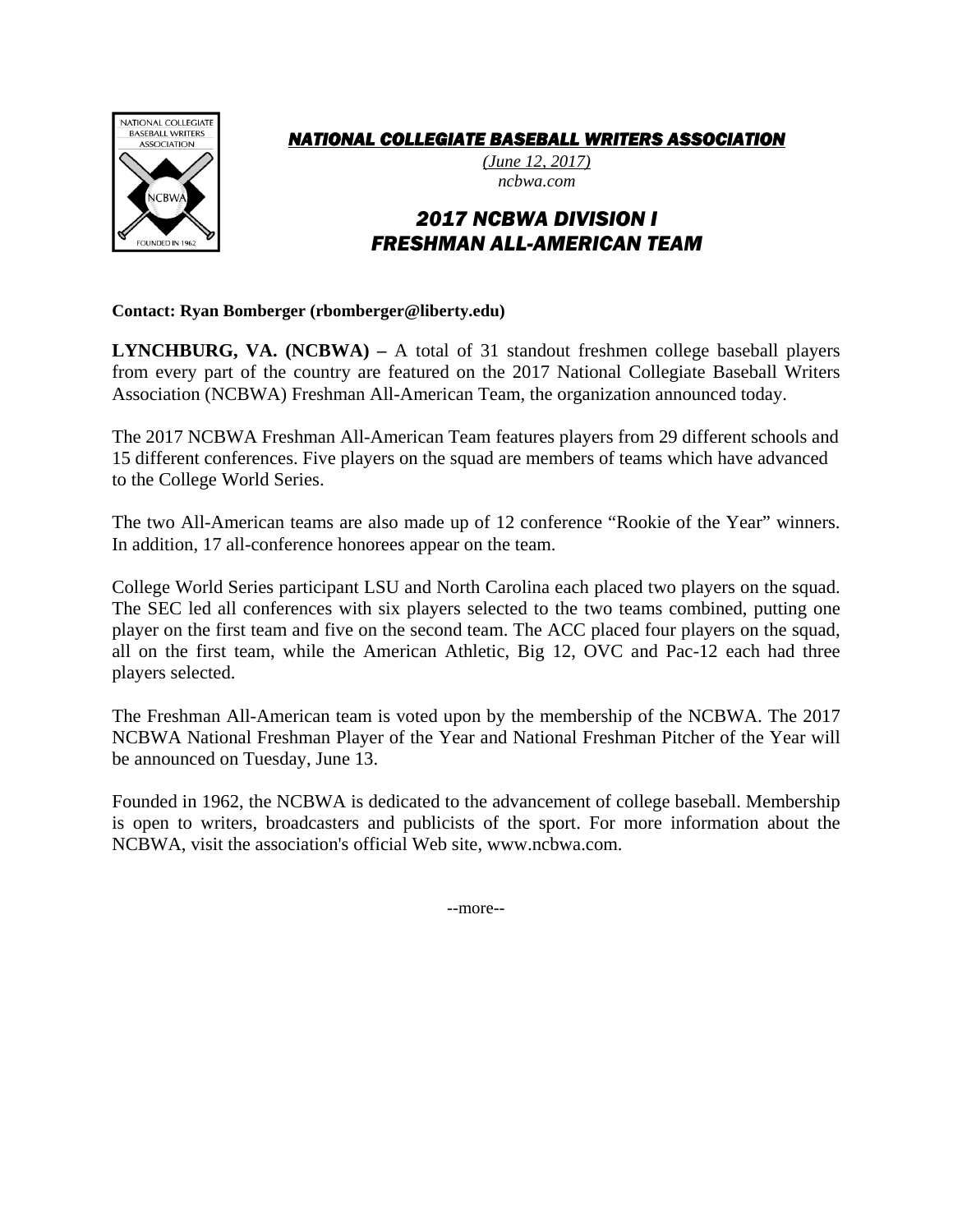***NATIONAL COLLEGIATE BASEBALL WRITERS ASSOCIATION***

*(June 12, 2017)*
*ncbwa.com*

# *2017 NCBWA DIVISION I FRESHMAN ALL-AMERICAN TEAM*

**Contact: Ryan Bomberger (rbomberger@liberty.edu)**

**LYNCHBURG, VA. (NCBWA) –** A total of 31 standout freshmen college baseball players from every part of the country are featured on the 2017 National Collegiate Baseball Writers Association (NCBWA) Freshman All-American Team, the organization announced today.

The 2017 NCBWA Freshman All-American Team features players from 29 different schools and 15 different conferences. Five players on the squad are members of teams which have advanced to the College World Series.

The two All-American teams are also made up of 12 conference "Rookie of the Year" winners. In addition, 17 all-conference honorees appear on the team.

College World Series participant LSU and North Carolina each placed two players on the squad. The SEC led all conferences with six players selected to the two teams combined, putting one player on the first team and five on the second team. The ACC placed four players on the squad, all on the first team, while the American Athletic, Big 12, OVC and Pac-12 each had three players selected.

The Freshman All-American team is voted upon by the membership of the NCBWA. The 2017 NCBWA National Freshman Player of the Year and National Freshman Pitcher of the Year will be announced on Tuesday, June 13.

Founded in 1962, the NCBWA is dedicated to the advancement of college baseball. Membership is open to writers, broadcasters and publicists of the sport. For more information about the NCBWA, visit the association's official Web site, www.ncbwa.com.

--more--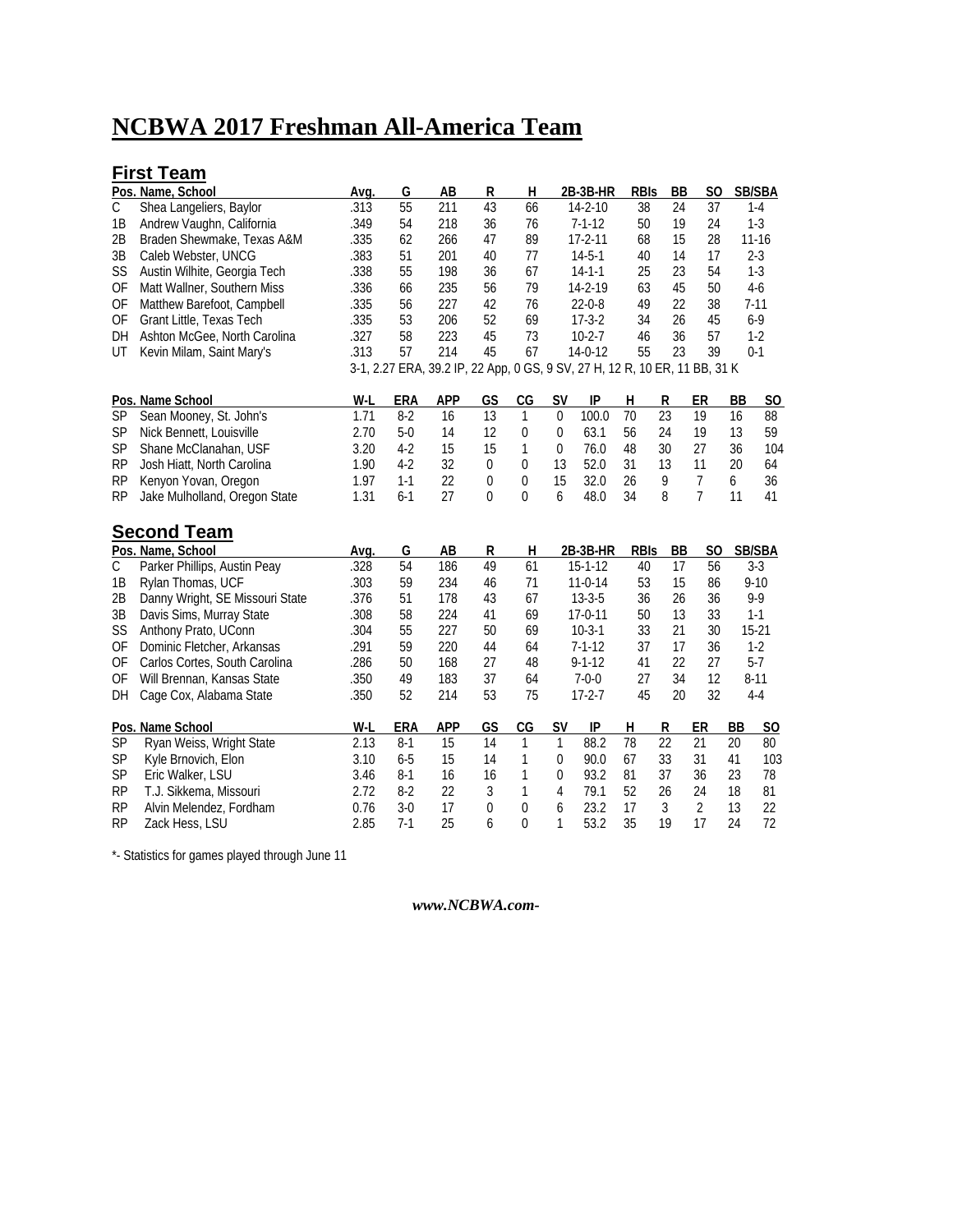# NCBWA 2017 Freshman All-America Team

## First Team

| Pos. | Name, School | Avg. | G | AB | R | H | 2B-3B-HR | RBIs | BB | SO | SB/SBA |
|---|---|---|---|---|---|---|---|---|---|---|---|
| C | Shea Langeliers, Baylor | .313 | 55 | 211 | 43 | 66 | 14-2-10 | 38 | 24 | 37 | 1-4 |
| 1B | Andrew Vaughn, California | .349 | 54 | 218 | 36 | 76 | 7-1-12 | 50 | 19 | 24 | 1-3 |
| 2B | Braden Shewmake, Texas A&M | .335 | 62 | 266 | 47 | 89 | 17-2-11 | 68 | 15 | 28 | 11-16 |
| 3B | Caleb Webster, UNCG | .383 | 51 | 201 | 40 | 77 | 14-5-1 | 40 | 14 | 17 | 2-3 |
| SS | Austin Wilhite, Georgia Tech | .338 | 55 | 198 | 36 | 67 | 14-1-1 | 25 | 23 | 54 | 1-3 |
| OF | Matt Wallner, Southern Miss | .336 | 66 | 235 | 56 | 79 | 14-2-19 | 63 | 45 | 50 | 4-6 |
| OF | Matthew Barefoot, Campbell | .335 | 56 | 227 | 42 | 76 | 22-0-8 | 49 | 22 | 38 | 7-11 |
| OF | Grant Little, Texas Tech | .335 | 53 | 206 | 52 | 69 | 17-3-2 | 34 | 26 | 45 | 6-9 |
| DH | Ashton McGee, North Carolina | .327 | 58 | 223 | 45 | 73 | 10-2-7 | 46 | 36 | 57 | 1-2 |
| UT | Kevin Milam, Saint Mary's | .313 | 57 | 214 | 45 | 67 | 14-0-12 | 55 | 23 | 39 | 0-1 |

3-1, 2.27 ERA, 39.2 IP, 22 App, 0 GS, 9 SV, 27 H, 12 R, 10 ER, 11 BB, 31 K

| Pos. | Name School | W-L | ERA | APP | GS | CG | SV | IP | H | R | ER | BB | SO |
|---|---|---|---|---|---|---|---|---|---|---|---|---|---|
| SP | Sean Mooney, St. John's | 1.71 | 8-2 | 16 | 13 | 1 | 0 | 100.0 | 70 | 23 | 19 | 16 | 88 |
| SP | Nick Bennett, Louisville | 2.70 | 5-0 | 14 | 12 | 0 | 0 | 63.1 | 56 | 24 | 19 | 13 | 59 |
| SP | Shane McClanahan, USF | 3.20 | 4-2 | 15 | 15 | 1 | 0 | 76.0 | 48 | 30 | 27 | 36 | 104 |
| RP | Josh Hiatt, North Carolina | 1.90 | 4-2 | 32 | 0 | 0 | 13 | 52.0 | 31 | 13 | 11 | 20 | 64 |
| RP | Kenyon Yovan, Oregon | 1.97 | 1-1 | 22 | 0 | 0 | 15 | 32.0 | 26 | 9 | 7 | 6 | 36 |
| RP | Jake Mulholland, Oregon State | 1.31 | 6-1 | 27 | 0 | 0 | 6 | 48.0 | 34 | 8 | 7 | 11 | 41 |

## Second Team

| Pos. | Name, School | Avg. | G | AB | R | H | 2B-3B-HR | RBIs | BB | SO | SB/SBA |
|---|---|---|---|---|---|---|---|---|---|---|---|
| C | Parker Phillips, Austin Peay | .328 | 54 | 186 | 49 | 61 | 15-1-12 | 40 | 17 | 56 | 3-3 |
| 1B | Rylan Thomas, UCF | .303 | 59 | 234 | 46 | 71 | 11-0-14 | 53 | 15 | 86 | 9-10 |
| 2B | Danny Wright, SE Missouri State | .376 | 51 | 178 | 43 | 67 | 13-3-5 | 36 | 26 | 36 | 9-9 |
| 3B | Davis Sims, Murray State | .308 | 58 | 224 | 41 | 69 | 17-0-11 | 50 | 13 | 33 | 1-1 |
| SS | Anthony Prato, UConn | .304 | 55 | 227 | 50 | 69 | 10-3-1 | 33 | 21 | 30 | 15-21 |
| OF | Dominic Fletcher, Arkansas | .291 | 59 | 220 | 44 | 64 | 7-1-12 | 37 | 17 | 36 | 1-2 |
| OF | Carlos Cortes, South Carolina | .286 | 50 | 168 | 27 | 48 | 9-1-12 | 41 | 22 | 27 | 5-7 |
| OF | Will Brennan, Kansas State | .350 | 49 | 183 | 37 | 64 | 7-0-0 | 27 | 34 | 12 | 8-11 |
| DH | Cage Cox, Alabama State | .350 | 52 | 214 | 53 | 75 | 17-2-7 | 45 | 20 | 32 | 4-4 |

| Pos. | Name School | W-L | ERA | APP | GS | CG | SV | IP | H | R | ER | BB | SO |
|---|---|---|---|---|---|---|---|---|---|---|---|---|---|
| SP | Ryan Weiss, Wright State | 2.13 | 8-1 | 15 | 14 | 1 | 1 | 88.2 | 78 | 22 | 21 | 20 | 80 |
| SP | Kyle Brnovich, Elon | 3.10 | 6-5 | 15 | 14 | 1 | 0 | 90.0 | 67 | 33 | 31 | 41 | 103 |
| SP | Eric Walker, LSU | 3.46 | 8-1 | 16 | 16 | 1 | 0 | 93.2 | 81 | 37 | 36 | 23 | 78 |
| RP | T.J. Sikkema, Missouri | 2.72 | 8-2 | 22 | 3 | 1 | 4 | 79.1 | 52 | 26 | 24 | 18 | 81 |
| RP | Alvin Melendez, Fordham | 0.76 | 3-0 | 17 | 0 | 0 | 6 | 23.2 | 17 | 3 | 2 | 13 | 22 |
| RP | Zack Hess, LSU | 2.85 | 7-1 | 25 | 6 | 0 | 1 | 53.2 | 35 | 19 | 17 | 24 | 72 |

*- Statistics for games played through June 11

***www.NCBWA.com-***